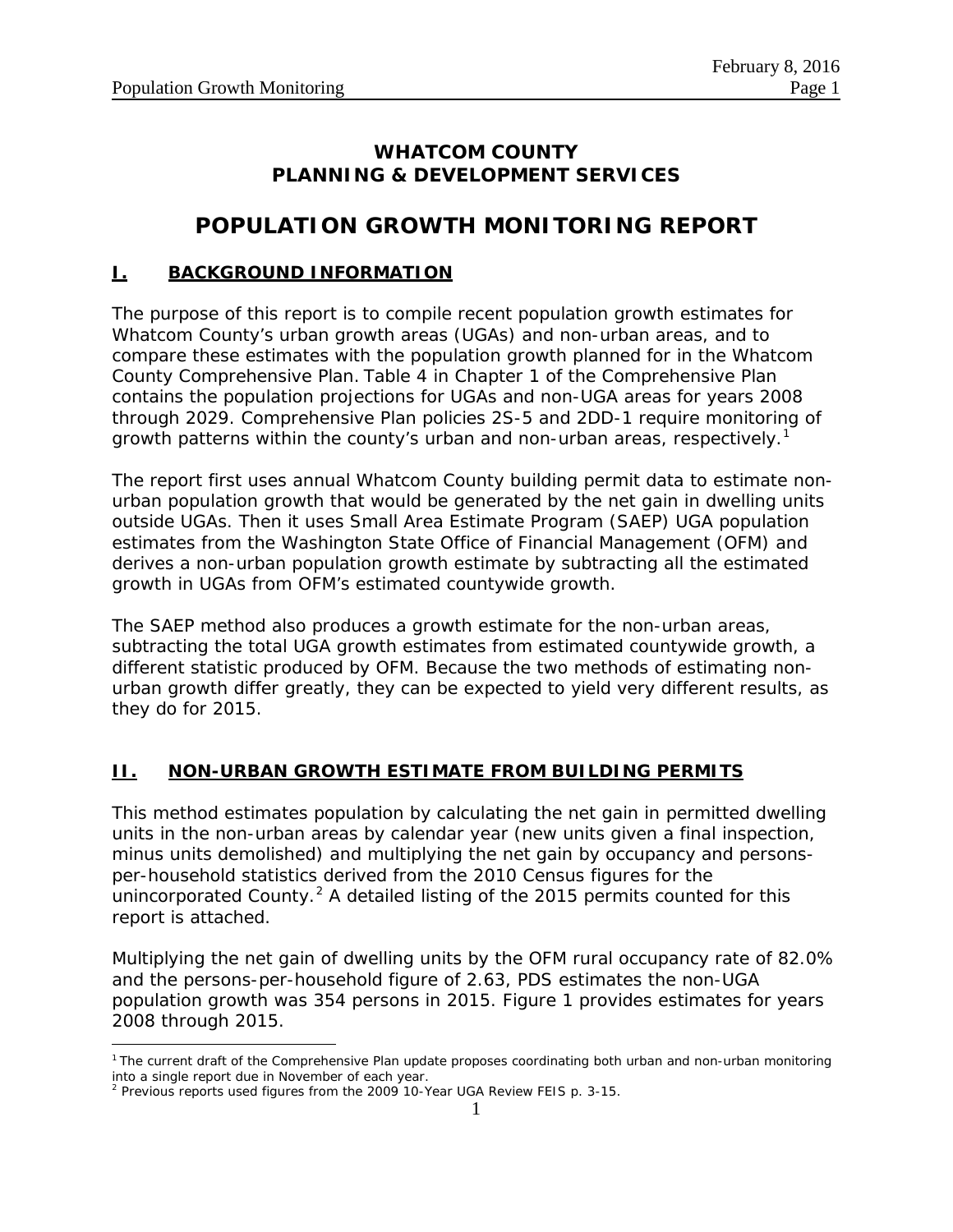# WHATCOM COUNTY
# PLANNING & DEVELOPMENT SERVICES

# POPULATION GROWTH MONITORING REPORT

## I. BACKGROUND INFORMATION

The purpose of this report is to compile recent population growth estimates for Whatcom County's urban growth areas (UGAs) and non-urban areas, and to compare these estimates with the population growth planned for in the Whatcom County Comprehensive Plan. Table 4 in Chapter 1 of the Comprehensive Plan contains the population projections for UGAs and non-UGA areas for years 2008 through 2029. Comprehensive Plan policies 2S-5 and 2DD-1 require monitoring of growth patterns within the county's urban and non-urban areas, respectively.[1]

The report first uses annual Whatcom County building permit data to estimate non-urban population growth that would be generated by the net gain in dwelling units outside UGAs. Then it uses Small Area Estimate Program (SAEP) UGA population estimates from the Washington State Office of Financial Management (OFM) and derives a non-urban population growth estimate by subtracting all the estimated growth in UGAs from OFM's estimated countywide growth.

The SAEP method also produces a growth estimate for the non-urban areas, subtracting the total UGA growth estimates from estimated countywide growth, a different statistic produced by OFM. Because the two methods of estimating non-urban growth differ greatly, they can be expected to yield very different results, as they do for 2015.

## II. NON-URBAN GROWTH ESTIMATE FROM BUILDING PERMITS

This method estimates population by calculating the net gain in permitted dwelling units in the non-urban areas by calendar year (new units given a final inspection, minus units demolished) and multiplying the net gain by occupancy and persons-per-household statistics derived from the 2010 Census figures for the unincorporated County.[2] A detailed listing of the 2015 permits counted for this report is attached.

Multiplying the net gain of dwelling units by the OFM rural occupancy rate of 82.0% and the persons-per-household figure of 2.63, PDS estimates the non-UGA population growth was 354 persons in 2015. Figure 1 provides estimates for years 2008 through 2015.

---

[1] The current draft of the Comprehensive Plan update proposes coordinating both urban and non-urban monitoring into a single report due in November of each year.

[2] Previous reports used figures from the 2009 10-Year UGA Review FEIS p. 3-15.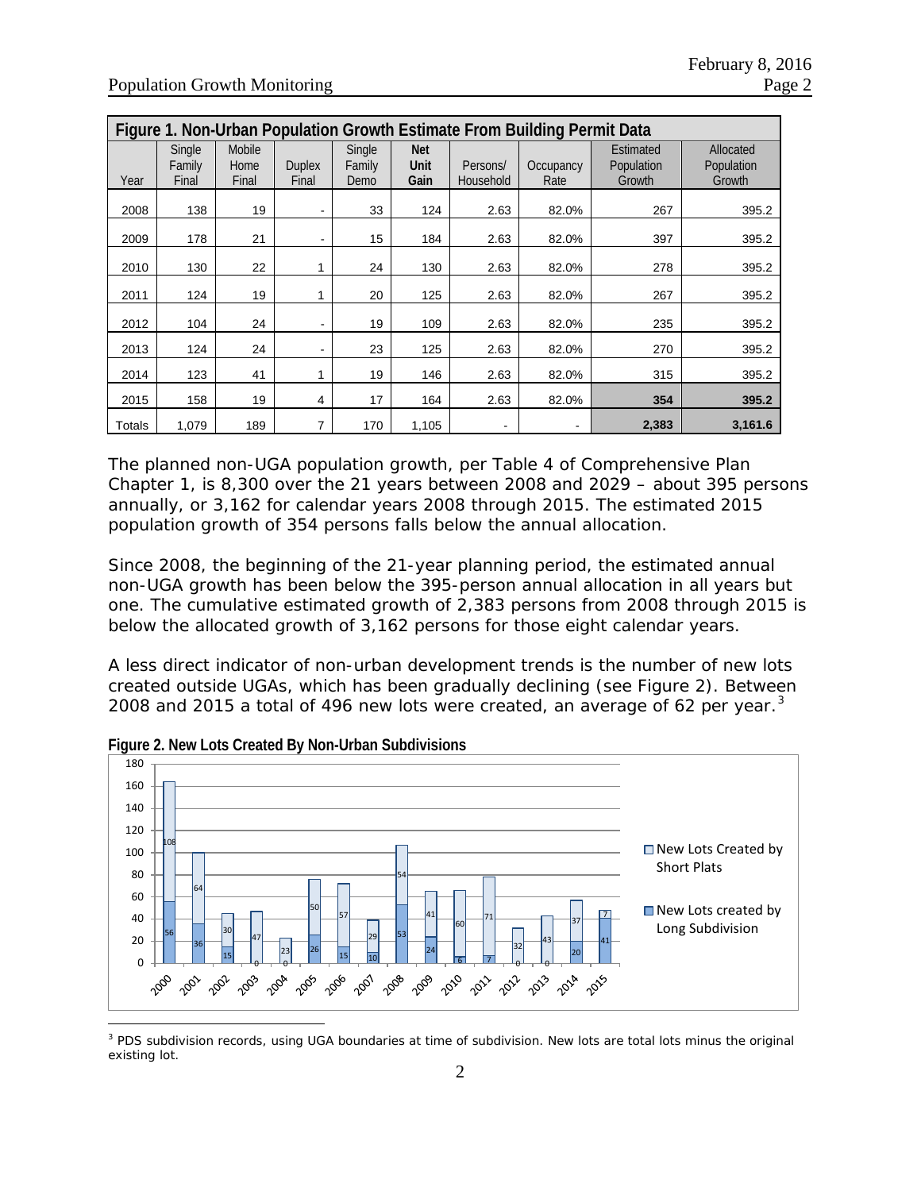**Figure 1. Non-Urban Population Growth Estimate From Building Permit Data**

| Year | Single Family Final | Mobile Home Final | Duplex Final | Single Family Demo | **Net Unit Gain** | Persons/ Household | Occupancy Rate | Estimated Population Growth | Allocated Population Growth |
|---|---|---|---|---|---|---|---|---|---|
| 2008 | 138 | 19 | - | 33 | 124 | 2.63 | 82.0% | 267 | 395.2 |
| 2009 | 178 | 21 | - | 15 | 184 | 2.63 | 82.0% | 397 | 395.2 |
| 2010 | 130 | 22 | 1 | 24 | 130 | 2.63 | 82.0% | 278 | 395.2 |
| 2011 | 124 | 19 | 1 | 20 | 125 | 2.63 | 82.0% | 267 | 395.2 |
| 2012 | 104 | 24 | - | 19 | 109 | 2.63 | 82.0% | 235 | 395.2 |
| 2013 | 124 | 24 | - | 23 | 125 | 2.63 | 82.0% | 270 | 395.2 |
| 2014 | 123 | 41 | 1 | 19 | 146 | 2.63 | 82.0% | 315 | 395.2 |
| 2015 | 158 | 19 | 4 | 17 | 164 | 2.63 | 82.0% | **354** | **395.2** |
| Totals | 1,079 | 189 | 7 | 170 | 1,105 | - | - | **2,383** | **3,161.6** |

The planned non-UGA population growth, per Table 4 of Comprehensive Plan Chapter 1, is 8,300 over the 21 years between 2008 and 2029 – about 395 persons annually, or 3,162 for calendar years 2008 through 2015. The estimated 2015 population growth of 354 persons falls below the annual allocation.

Since 2008, the beginning of the 21-year planning period, the estimated annual non-UGA growth has been below the 395-person annual allocation in all years but one. The cumulative estimated growth of 2,383 persons from 2008 through 2015 is below the allocated growth of 3,162 persons for those eight calendar years.

A less direct indicator of non-urban development trends is the number of new lots created outside UGAs, which has been gradually declining (see Figure 2). Between 2008 and 2015 a total of 496 new lots were created, an average of 62 per year.[3]

**Figure 2. New Lots Created By Non-Urban Subdivisions**

| Year | New Lots created by Long Subdivision | New Lots Created by Short Plats |
|---|---|---|
| 2000 | 56 | 108 |
| 2001 | 36 | 64 |
| 2002 | 15 | 30 |
| 2003 | 0 | 47 |
| 2004 | 0 | 23 |
| 2005 | 26 | 50 |
| 2006 | 15 | 57 |
| 2007 | 10 | 29 |
| 2008 | 53 | 54 |
| 2009 | 24 | 41 |
| 2010 | 6 | 60 |
| 2011 | 7 | 71 |
| 2012 | 0 | 32 |
| 2013 | 0 | 43 |
| 2014 | 20 | 37 |
| 2015 | 41 | 7 |

[3] PDS subdivision records, using UGA boundaries at time of subdivision. New lots are total lots minus the original existing lot.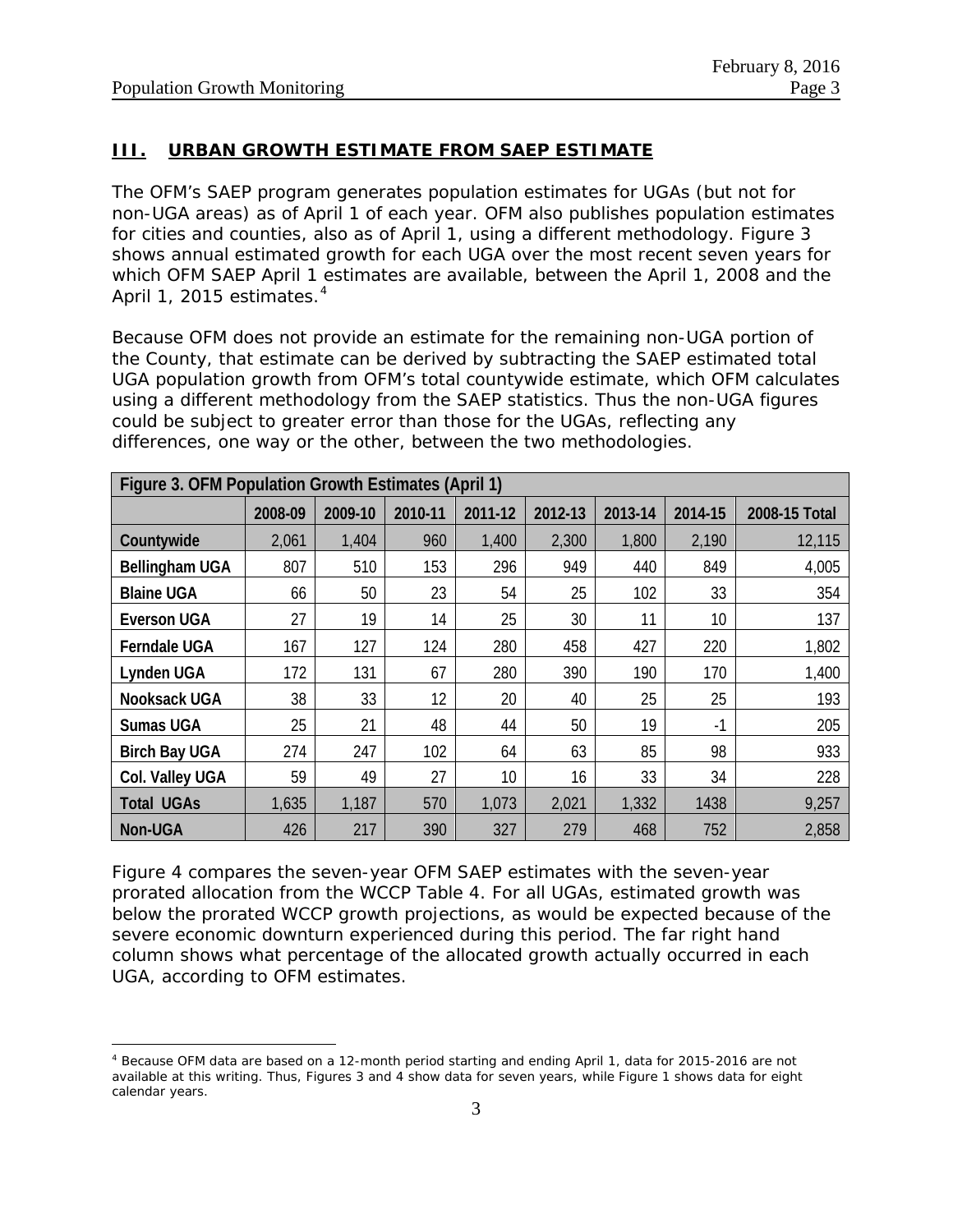## III. URBAN GROWTH ESTIMATE FROM SAEP ESTIMATE

The OFM's SAEP program generates population estimates for UGAs (but not for non-UGA areas) as of April 1 of each year. OFM also publishes population estimates for cities and counties, also as of April 1, using a different methodology. Figure 3 shows annual estimated growth for each UGA over the most recent seven years for which OFM SAEP April 1 estimates are available, between the April 1, 2008 and the April 1, 2015 estimates.[4]

Because OFM does not provide an estimate for the remaining non-UGA portion of the County, that estimate can be derived by subtracting the SAEP estimated total UGA population growth from OFM's total countywide estimate, which OFM calculates using a different methodology from the SAEP statistics. Thus the non-UGA figures could be subject to greater error than those for the UGAs, reflecting any differences, one way or the other, between the two methodologies.

**Figure 3. OFM Population Growth Estimates (April 1)**

| | 2008-09 | 2009-10 | 2010-11 | 2011-12 | 2012-13 | 2013-14 | 2014-15 | 2008-15 Total |
|---|---|---|---|---|---|---|---|---|
| **Countywide** | 2,061 | 1,404 | 960 | 1,400 | 2,300 | 1,800 | 2,190 | 12,115 |
| **Bellingham UGA** | 807 | 510 | 153 | 296 | 949 | 440 | 849 | 4,005 |
| **Blaine UGA** | 66 | 50 | 23 | 54 | 25 | 102 | 33 | 354 |
| **Everson UGA** | 27 | 19 | 14 | 25 | 30 | 11 | 10 | 137 |
| **Ferndale UGA** | 167 | 127 | 124 | 280 | 458 | 427 | 220 | 1,802 |
| **Lynden UGA** | 172 | 131 | 67 | 280 | 390 | 190 | 170 | 1,400 |
| **Nooksack UGA** | 38 | 33 | 12 | 20 | 40 | 25 | 25 | 193 |
| **Sumas UGA** | 25 | 21 | 48 | 44 | 50 | 19 | -1 | 205 |
| **Birch Bay UGA** | 274 | 247 | 102 | 64 | 63 | 85 | 98 | 933 |
| **Col. Valley UGA** | 59 | 49 | 27 | 10 | 16 | 33 | 34 | 228 |
| **Total UGAs** | 1,635 | 1,187 | 570 | 1,073 | 2,021 | 1,332 | 1438 | 9,257 |
| **Non-UGA** | 426 | 217 | 390 | 327 | 279 | 468 | 752 | 2,858 |

Figure 4 compares the seven-year OFM SAEP estimates with the seven-year prorated allocation from the WCCP Table 4. For all UGAs, estimated growth was below the prorated WCCP growth projections, as would be expected because of the severe economic downturn experienced during this period. The far right hand column shows what percentage of the allocated growth actually occurred in each UGA, according to OFM estimates.

[4] Because OFM data are based on a 12-month period starting and ending April 1, data for 2015-2016 are not available at this writing. Thus, Figures 3 and 4 show data for seven years, while Figure 1 shows data for eight calendar years.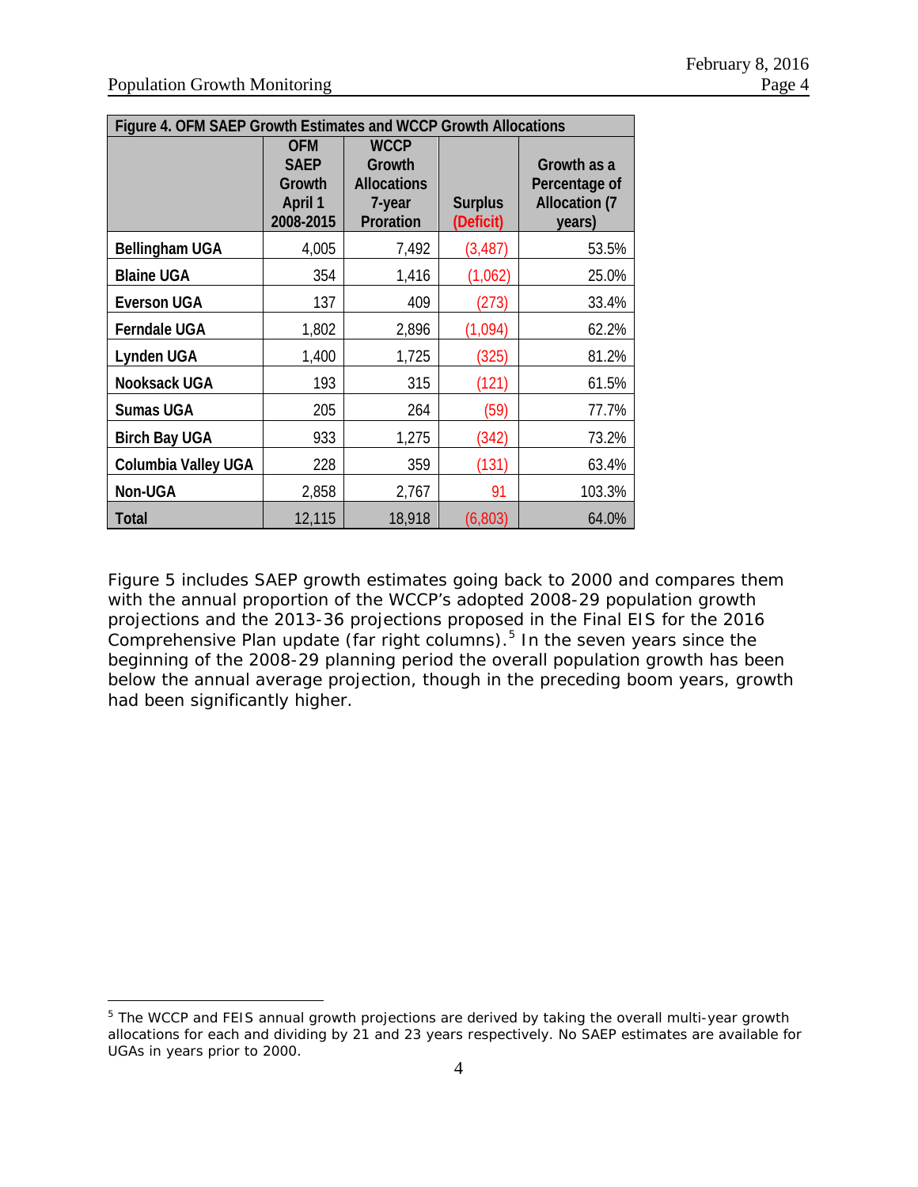| Figure 4. OFM SAEP Growth Estimates and WCCP Growth Allocations | | | | |
|---|---|---|---|---|
| | OFM SAEP Growth April 1 2008-2015 | WCCP Growth Allocations 7-year Proration | Surplus (Deficit) | Growth as a Percentage of Allocation (7 years) |
| **Bellingham UGA** | 4,005 | 7,492 | (3,487) | 53.5% |
| **Blaine UGA** | 354 | 1,416 | (1,062) | 25.0% |
| **Everson UGA** | 137 | 409 | (273) | 33.4% |
| **Ferndale UGA** | 1,802 | 2,896 | (1,094) | 62.2% |
| **Lynden UGA** | 1,400 | 1,725 | (325) | 81.2% |
| **Nooksack UGA** | 193 | 315 | (121) | 61.5% |
| **Sumas UGA** | 205 | 264 | (59) | 77.7% |
| **Birch Bay UGA** | 933 | 1,275 | (342) | 73.2% |
| **Columbia Valley UGA** | 228 | 359 | (131) | 63.4% |
| **Non-UGA** | 2,858 | 2,767 | 91 | 103.3% |
| **Total** | 12,115 | 18,918 | (6,803) | 64.0% |

Figure 5 includes SAEP growth estimates going back to 2000 and compares them with the annual proportion of the WCCP's adopted 2008-29 population growth projections and the 2013-36 projections proposed in the Final EIS for the 2016 Comprehensive Plan update (far right columns).[5] In the seven years since the beginning of the 2008-29 planning period the overall population growth has been below the annual average projection, though in the preceding boom years, growth had been significantly higher.

[5] The WCCP and FEIS annual growth projections are derived by taking the overall multi-year growth allocations for each and dividing by 21 and 23 years respectively. No SAEP estimates are available for UGAs in years prior to 2000.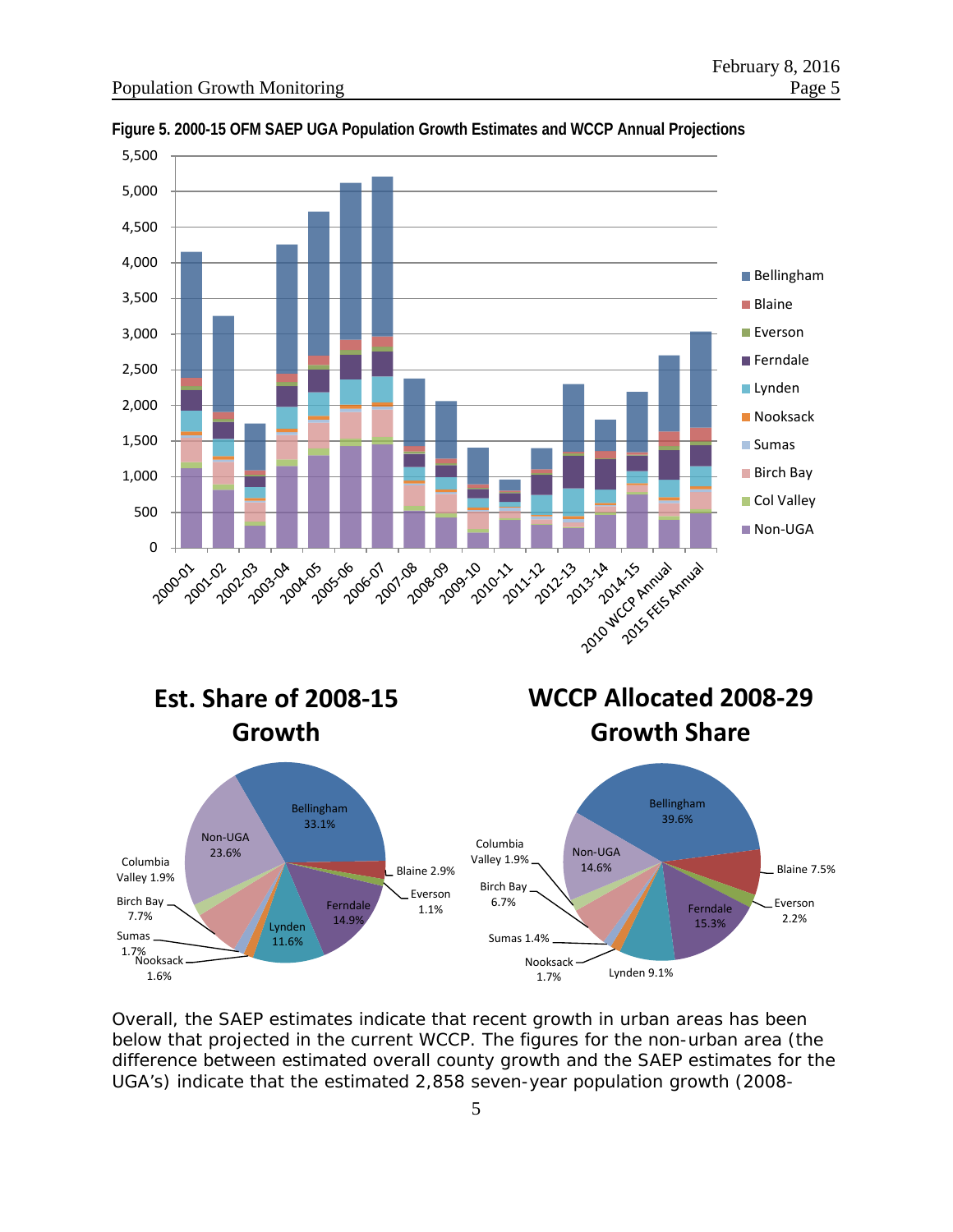**Figure 5. 2000-15 OFM SAEP UGA Population Growth Estimates and WCCP Annual Projections**

**Est. Share of 2008-15 Growth**

| Area | Share |
|---|---|
| Bellingham | 33.1% |
| Blaine | 2.9% |
| Everson | 1.1% |
| Ferndale | 14.9% |
| Lynden | 11.6% |
| Nooksack | 1.6% |
| Sumas | 1.7% |
| Birch Bay | 7.7% |
| Columbia Valley | 1.9% |
| Non-UGA | 23.6% |

**WCCP Allocated 2008-29 Growth Share**

| Area | Share |
|---|---|
| Bellingham | 39.6% |
| Blaine | 7.5% |
| Everson | 2.2% |
| Ferndale | 15.3% |
| Lynden | 9.1% |
| Nooksack | 1.7% |
| Sumas | 1.4% |
| Birch Bay | 6.7% |
| Columbia Valley | 1.9% |
| Non-UGA | 14.6% |

Overall, the SAEP estimates indicate that recent growth in urban areas has been below that projected in the current WCCP. The figures for the non-urban area (the difference between estimated overall county growth and the SAEP estimates for the UGA's) indicate that the estimated 2,858 seven-year population growth (2008-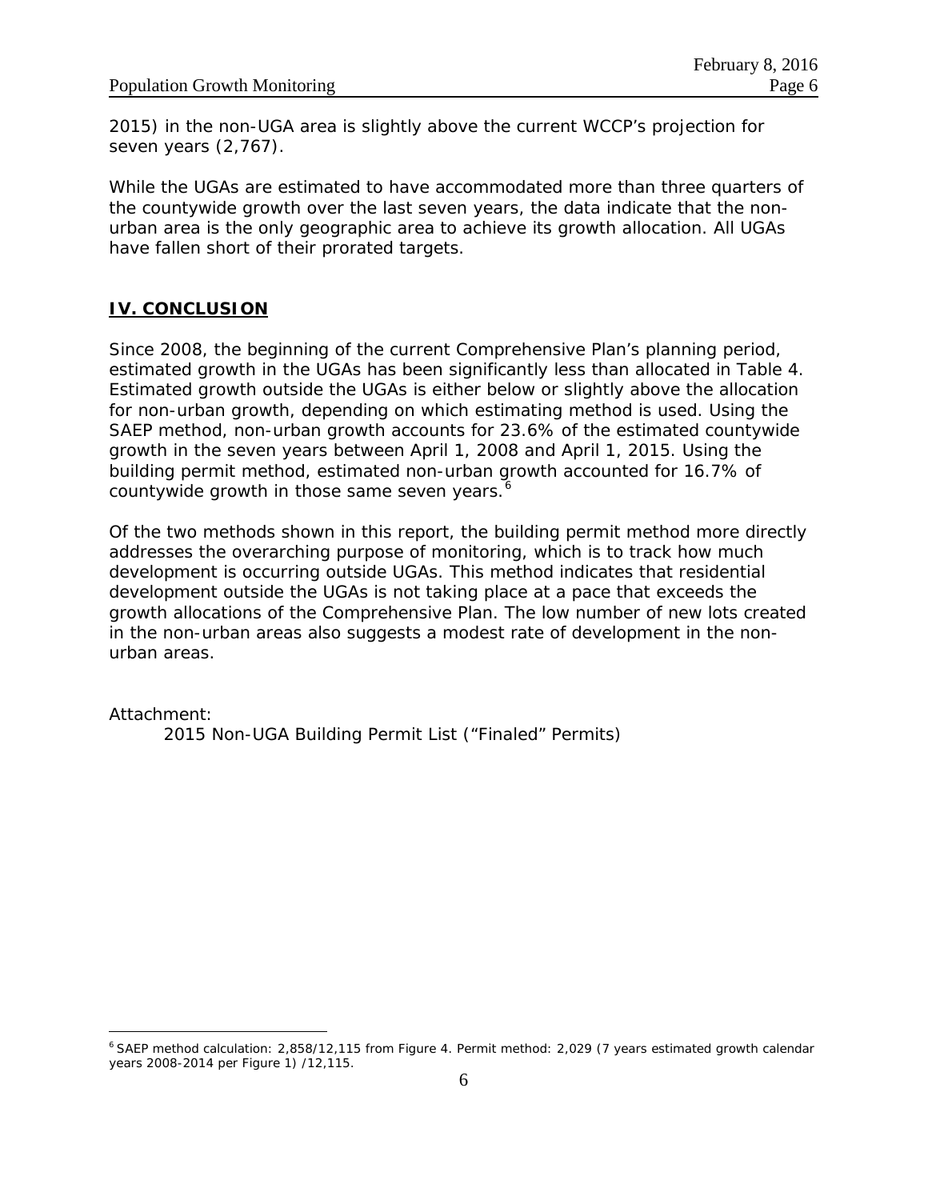2015) in the non-UGA area is slightly above the current WCCP's projection for seven years (2,767).

While the UGAs are estimated to have accommodated more than three quarters of the countywide growth over the last seven years, the data indicate that the non-urban area is the only geographic area to achieve its growth allocation. All UGAs have fallen short of their prorated targets.

## IV. CONCLUSION

Since 2008, the beginning of the current Comprehensive Plan's planning period, estimated growth in the UGAs has been significantly less than allocated in Table 4. Estimated growth outside the UGAs is either below or slightly above the allocation for non-urban growth, depending on which estimating method is used. Using the SAEP method, non-urban growth accounts for 23.6% of the estimated countywide growth in the seven years between April 1, 2008 and April 1, 2015. Using the building permit method, estimated non-urban growth accounted for 16.7% of countywide growth in those same seven years.[6]

Of the two methods shown in this report, the building permit method more directly addresses the overarching purpose of monitoring, which is to track how much development is occurring outside UGAs. This method indicates that residential development outside the UGAs is not taking place at a pace that exceeds the growth allocations of the Comprehensive Plan. The low number of new lots created in the non-urban areas also suggests a modest rate of development in the non-urban areas.

Attachment:

2015 Non-UGA Building Permit List ("Finaled" Permits)

[6] SAEP method calculation: 2,858/12,115 from Figure 4. Permit method: 2,029 (7 years estimated growth calendar years 2008-2014 per Figure 1) /12,115.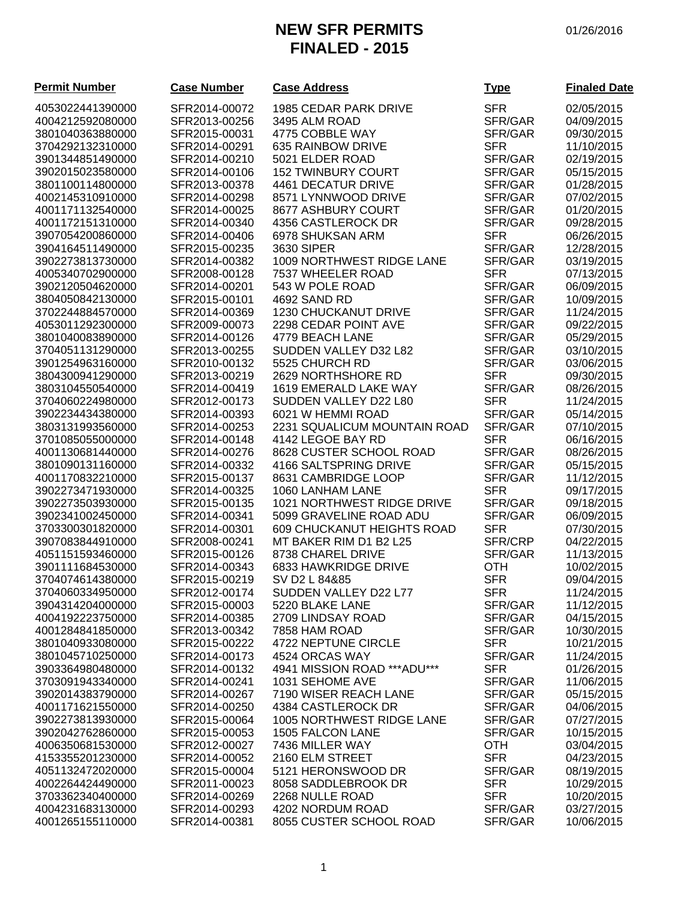# NEW SFR PERMITS
# FINALED - 2015

01/26/2016

| Permit Number | Case Number | Case Address | Type | Finaled Date |
|---|---|---|---|---|
| 4053022441390000 | SFR2014-00072 | 1985 CEDAR PARK DRIVE | SFR | 02/05/2015 |
| 4004212592080000 | SFR2013-00256 | 3495 ALM ROAD | SFR/GAR | 04/09/2015 |
| 3801040363880000 | SFR2015-00031 | 4775 COBBLE WAY | SFR/GAR | 09/30/2015 |
| 3704292132310000 | SFR2014-00291 | 635 RAINBOW DRIVE | SFR | 11/10/2015 |
| 3901344851490000 | SFR2014-00210 | 5021 ELDER ROAD | SFR/GAR | 02/19/2015 |
| 3902015023580000 | SFR2014-00106 | 152 TWINBURY COURT | SFR/GAR | 05/15/2015 |
| 3801100114800000 | SFR2013-00378 | 4461 DECATUR DRIVE | SFR/GAR | 01/28/2015 |
| 4002145310910000 | SFR2014-00298 | 8571 LYNNWOOD DRIVE | SFR/GAR | 07/02/2015 |
| 4001171132540000 | SFR2014-00025 | 8677 ASHBURY COURT | SFR/GAR | 01/20/2015 |
| 4001172151310000 | SFR2014-00340 | 4356 CASTLEROCK DR | SFR/GAR | 09/28/2015 |
| 3907054200860000 | SFR2014-00406 | 6978 SHUKSAN ARM | SFR | 06/26/2015 |
| 3904164511490000 | SFR2015-00235 | 3630 SIPER | SFR/GAR | 12/28/2015 |
| 3902273813730000 | SFR2014-00382 | 1009 NORTHWEST RIDGE LANE | SFR/GAR | 03/19/2015 |
| 4005340702900000 | SFR2008-00128 | 7537 WHEELER ROAD | SFR | 07/13/2015 |
| 3902120504620000 | SFR2014-00201 | 543 W POLE ROAD | SFR/GAR | 06/09/2015 |
| 3804050842130000 | SFR2015-00101 | 4692 SAND RD | SFR/GAR | 10/09/2015 |
| 3702244884570000 | SFR2014-00369 | 1230 CHUCKANUT DRIVE | SFR/GAR | 11/24/2015 |
| 4053011292300000 | SFR2009-00073 | 2298 CEDAR POINT AVE | SFR/GAR | 09/22/2015 |
| 3801040083890000 | SFR2014-00126 | 4779 BEACH LANE | SFR/GAR | 05/29/2015 |
| 3704051131290000 | SFR2013-00255 | SUDDEN VALLEY D32 L82 | SFR/GAR | 03/10/2015 |
| 3901254963160000 | SFR2010-00132 | 5525 CHURCH RD | SFR/GAR | 03/06/2015 |
| 3804300941290000 | SFR2013-00293 | 2629 NORTHSHORE RD | SFR | 09/30/2015 |
| 3803104550540000 | SFR2014-00419 | 1619 EMERALD LAKE WAY | SFR/GAR | 08/26/2015 |
| 3704060224980000 | SFR2012-00173 | SUDDEN VALLEY D22 L80 | SFR | 11/24/2015 |
| 3902234434380000 | SFR2014-00393 | 6021 W HEMMI ROAD | SFR/GAR | 05/14/2015 |
| 3803131993560000 | SFR2014-00253 | 2231 SQUALICUM MOUNTAIN ROAD | SFR/GAR | 07/10/2015 |
| 3701085055000000 | SFR2014-00148 | 4142 LEGOE BAY RD | SFR | 06/16/2015 |
| 4001130681440000 | SFR2014-00276 | 8628 CUSTER SCHOOL ROAD | SFR/GAR | 08/26/2015 |
| 3801090131160000 | SFR2014-00332 | 4166 SALTSPRING DRIVE | SFR/GAR | 05/15/2015 |
| 4001170832210000 | SFR2015-00137 | 8631 CAMBRIDGE LOOP | SFR/GAR | 11/12/2015 |
| 3902273471930000 | SFR2014-00325 | 1060 LANHAM LANE | SFR | 09/17/2015 |
| 3902273503930000 | SFR2015-00135 | 1021 NORTHWEST RIDGE DRIVE | SFR/GAR | 09/18/2015 |
| 3902341002450000 | SFR2014-00341 | 5099 GRAVELINE ROAD ADU | SFR/GAR | 06/09/2015 |
| 3703300301820000 | SFR2014-00301 | 609 CHUCKANUT HEIGHTS ROAD | SFR | 07/30/2015 |
| 3907083844910000 | SFR2008-00241 | MT BAKER RIM D1 B2 L25 | SFR/CRP | 04/22/2015 |
| 4051151593460000 | SFR2015-00126 | 8738 CHAREL DRIVE | SFR/GAR | 11/13/2015 |
| 3901111684530000 | SFR2014-00343 | 6833 HAWKRIDGE DRIVE | OTH | 10/02/2015 |
| 3704074614380000 | SFR2015-00219 | SV D2 L 84&85 | SFR | 09/04/2015 |
| 3704060334950000 | SFR2012-00174 | SUDDEN VALLEY D22 L77 | SFR | 11/24/2015 |
| 3904314204000000 | SFR2015-00003 | 5220 BLAKE LANE | SFR/GAR | 11/12/2015 |
| 4004192223750000 | SFR2014-00385 | 2709 LINDSAY ROAD | SFR/GAR | 04/15/2015 |
| 4001284841850000 | SFR2013-00342 | 7858 HAM ROAD | SFR/GAR | 10/30/2015 |
| 3801040933080000 | SFR2015-00222 | 4722 NEPTUNE CIRCLE | SFR | 10/21/2015 |
| 3801045710250000 | SFR2014-00173 | 4524 ORCAS WAY | SFR/GAR | 11/24/2015 |
| 3903364980480000 | SFR2014-00132 | 4941 MISSION ROAD ***ADU*** | SFR | 01/26/2015 |
| 3703091943340000 | SFR2014-00241 | 1031 SEHOME AVE | SFR/GAR | 11/06/2015 |
| 3902014383790000 | SFR2014-00267 | 7190 WISER REACH LANE | SFR/GAR | 05/15/2015 |
| 4001171621550000 | SFR2014-00250 | 4384 CASTLEROCK DR | SFR/GAR | 04/06/2015 |
| 3902273813930000 | SFR2015-00064 | 1005 NORTHWEST RIDGE LANE | SFR/GAR | 07/27/2015 |
| 3902042762860000 | SFR2015-00053 | 1505 FALCON LANE | SFR/GAR | 10/15/2015 |
| 4006350681530000 | SFR2012-00027 | 7436 MILLER WAY | OTH | 03/04/2015 |
| 4153355201230000 | SFR2014-00052 | 2160 ELM STREET | SFR | 04/23/2015 |
| 4051132472020000 | SFR2015-00004 | 5121 HERONSWOOD DR | SFR/GAR | 08/19/2015 |
| 4002264424490000 | SFR2011-00023 | 8058 SADDLEBROOK DR | SFR | 10/29/2015 |
| 3703362340400000 | SFR2014-00269 | 2268 NULLE ROAD | SFR | 10/20/2015 |
| 4004231683130000 | SFR2014-00293 | 4202 NORDUM ROAD | SFR/GAR | 03/27/2015 |
| 4001265155110000 | SFR2014-00381 | 8055 CUSTER SCHOOL ROAD | SFR/GAR | 10/06/2015 |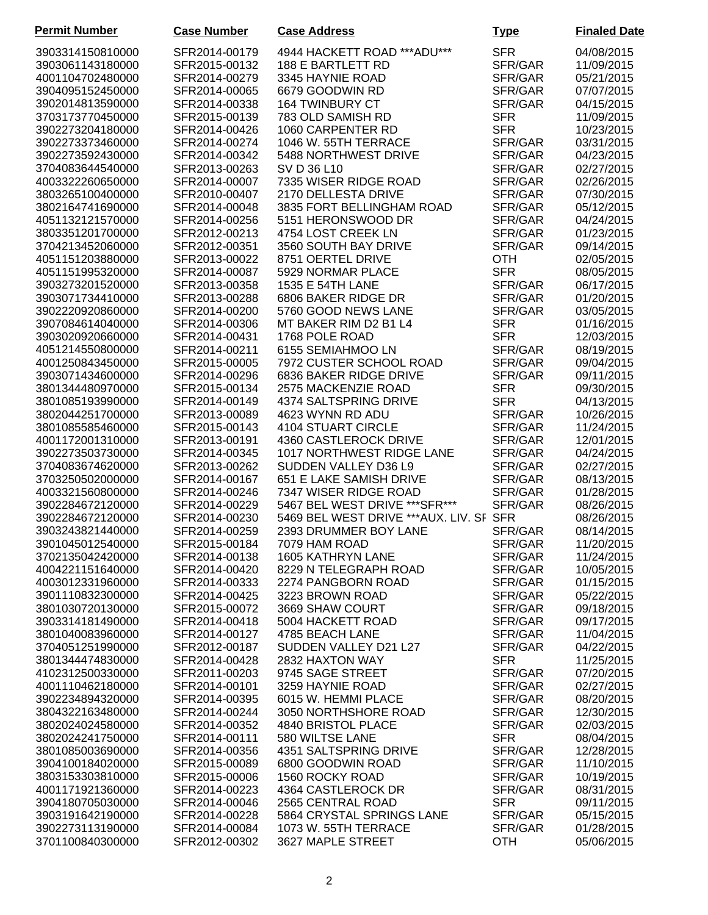| Permit Number | Case Number | Case Address | Type | Finaled Date |
| --- | --- | --- | --- | --- |
| 3903314150810000 | SFR2014-00179 | 4944 HACKETT ROAD ***ADU*** | SFR | 04/08/2015 |
| 3903061143180000 | SFR2015-00132 | 188 E BARTLETT RD | SFR/GAR | 11/09/2015 |
| 4001104702480000 | SFR2014-00279 | 3345 HAYNIE ROAD | SFR/GAR | 05/21/2015 |
| 3904095152450000 | SFR2014-00065 | 6679 GOODWIN RD | SFR/GAR | 07/07/2015 |
| 3902014813590000 | SFR2014-00338 | 164 TWINBURY CT | SFR/GAR | 04/15/2015 |
| 3703173770450000 | SFR2015-00139 | 783 OLD SAMISH RD | SFR | 11/09/2015 |
| 3902273204180000 | SFR2014-00426 | 1060 CARPENTER RD | SFR | 10/23/2015 |
| 3902273373460000 | SFR2014-00274 | 1046 W. 55TH TERRACE | SFR/GAR | 03/31/2015 |
| 3902273592430000 | SFR2014-00342 | 5488 NORTHWEST DRIVE | SFR/GAR | 04/23/2015 |
| 3704083644540000 | SFR2013-00263 | SV D 36 L10 | SFR/GAR | 02/27/2015 |
| 4003322260650000 | SFR2014-00007 | 7335 WISER RIDGE ROAD | SFR/GAR | 02/26/2015 |
| 3803265100400000 | SFR2010-00407 | 2170 DELLESTA DRIVE | SFR/GAR | 07/30/2015 |
| 3802164741690000 | SFR2014-00048 | 3835 FORT BELLINGHAM ROAD | SFR/GAR | 05/12/2015 |
| 4051132121570000 | SFR2014-00256 | 5151 HERONSWOOD DR | SFR/GAR | 04/24/2015 |
| 3803351201700000 | SFR2012-00213 | 4754 LOST CREEK LN | SFR/GAR | 01/23/2015 |
| 3704213452060000 | SFR2012-00351 | 3560 SOUTH BAY DRIVE | SFR/GAR | 09/14/2015 |
| 4051151203880000 | SFR2013-00022 | 8751 OERTEL DRIVE | OTH | 02/05/2015 |
| 4051151995320000 | SFR2014-00087 | 5929 NORMAR PLACE | SFR | 08/05/2015 |
| 3903273201520000 | SFR2013-00358 | 1535 E 54TH LANE | SFR/GAR | 06/17/2015 |
| 3903071734410000 | SFR2013-00288 | 6806 BAKER RIDGE DR | SFR/GAR | 01/20/2015 |
| 3902220920860000 | SFR2014-00200 | 5760 GOOD NEWS LANE | SFR/GAR | 03/05/2015 |
| 3907084614040000 | SFR2014-00306 | MT BAKER RIM D2 B1 L4 | SFR | 01/16/2015 |
| 3903020920660000 | SFR2014-00431 | 1768 POLE ROAD | SFR | 12/03/2015 |
| 4051214550800000 | SFR2014-00211 | 6155 SEMIAHMOO LN | SFR/GAR | 08/19/2015 |
| 4001250843450000 | SFR2015-00005 | 7972 CUSTER SCHOOL ROAD | SFR/GAR | 09/04/2015 |
| 3903071434600000 | SFR2014-00296 | 6836 BAKER RIDGE DRIVE | SFR/GAR | 09/11/2015 |
| 3801344480970000 | SFR2015-00134 | 2575 MACKENZIE ROAD | SFR | 09/30/2015 |
| 3801085193990000 | SFR2014-00149 | 4374 SALTSPRING DRIVE | SFR | 04/13/2015 |
| 3802044251700000 | SFR2013-00089 | 4623 WYNN RD ADU | SFR/GAR | 10/26/2015 |
| 3801085585460000 | SFR2015-00143 | 4104 STUART CIRCLE | SFR/GAR | 11/24/2015 |
| 4001172001310000 | SFR2013-00191 | 4360 CASTLEROCK DRIVE | SFR/GAR | 12/01/2015 |
| 3902273503730000 | SFR2014-00345 | 1017 NORTHWEST RIDGE LANE | SFR/GAR | 04/24/2015 |
| 3704083674620000 | SFR2013-00262 | SUDDEN VALLEY D36 L9 | SFR/GAR | 02/27/2015 |
| 3703250502000000 | SFR2014-00167 | 651 E LAKE SAMISH DRIVE | SFR/GAR | 08/13/2015 |
| 4003321560800000 | SFR2014-00246 | 7347 WISER RIDGE ROAD | SFR/GAR | 01/28/2015 |
| 3902284672120000 | SFR2014-00229 | 5467 BEL WEST DRIVE ***SFR*** | SFR/GAR | 08/26/2015 |
| 3902284672120000 | SFR2014-00230 | 5469 BEL WEST DRIVE ***AUX. LIV. SF | SFR | 08/26/2015 |
| 3903243821440000 | SFR2014-00259 | 2393 DRUMMER BOY LANE | SFR/GAR | 08/14/2015 |
| 3901045012540000 | SFR2015-00184 | 7079 HAM ROAD | SFR/GAR | 11/20/2015 |
| 3702135042420000 | SFR2014-00138 | 1605 KATHRYN LANE | SFR/GAR | 11/24/2015 |
| 4004221151640000 | SFR2014-00420 | 8229 N TELEGRAPH ROAD | SFR/GAR | 10/05/2015 |
| 4003012331960000 | SFR2014-00333 | 2274 PANGBORN ROAD | SFR/GAR | 01/15/2015 |
| 3901110832300000 | SFR2014-00425 | 3223 BROWN ROAD | SFR/GAR | 05/22/2015 |
| 3801030720130000 | SFR2015-00072 | 3669 SHAW COURT | SFR/GAR | 09/18/2015 |
| 3903314181490000 | SFR2014-00418 | 5004 HACKETT ROAD | SFR/GAR | 09/17/2015 |
| 3801040083960000 | SFR2014-00127 | 4785 BEACH LANE | SFR/GAR | 11/04/2015 |
| 3704051251990000 | SFR2012-00187 | SUDDEN VALLEY D21 L27 | SFR/GAR | 04/22/2015 |
| 3801344474830000 | SFR2014-00428 | 2832 HAXTON WAY | SFR | 11/25/2015 |
| 4102312500330000 | SFR2011-00203 | 9745 SAGE STREET | SFR/GAR | 07/20/2015 |
| 4001110462180000 | SFR2014-00101 | 3259 HAYNIE ROAD | SFR/GAR | 02/27/2015 |
| 3902234894320000 | SFR2014-00395 | 6015 W. HEMMI PLACE | SFR/GAR | 08/20/2015 |
| 3804322163480000 | SFR2014-00244 | 3050 NORTHSHORE ROAD | SFR/GAR | 12/30/2015 |
| 3802024024580000 | SFR2014-00352 | 4840 BRISTOL PLACE | SFR/GAR | 02/03/2015 |
| 3802024241750000 | SFR2014-00111 | 580 WILTSE LANE | SFR | 08/04/2015 |
| 3801085003690000 | SFR2014-00356 | 4351 SALTSPRING DRIVE | SFR/GAR | 12/28/2015 |
| 3904100184020000 | SFR2015-00089 | 6800 GOODWIN ROAD | SFR/GAR | 11/10/2015 |
| 3803153303810000 | SFR2015-00006 | 1560 ROCKY ROAD | SFR/GAR | 10/19/2015 |
| 4001171921360000 | SFR2014-00223 | 4364 CASTLEROCK DR | SFR/GAR | 08/31/2015 |
| 3904180705030000 | SFR2014-00046 | 2565 CENTRAL ROAD | SFR | 09/11/2015 |
| 3903191642190000 | SFR2014-00228 | 5864 CRYSTAL SPRINGS LANE | SFR/GAR | 05/15/2015 |
| 3902273113190000 | SFR2014-00084 | 1073 W. 55TH TERRACE | SFR/GAR | 01/28/2015 |
| 3701100840300000 | SFR2012-00302 | 3627 MAPLE STREET | OTH | 05/06/2015 |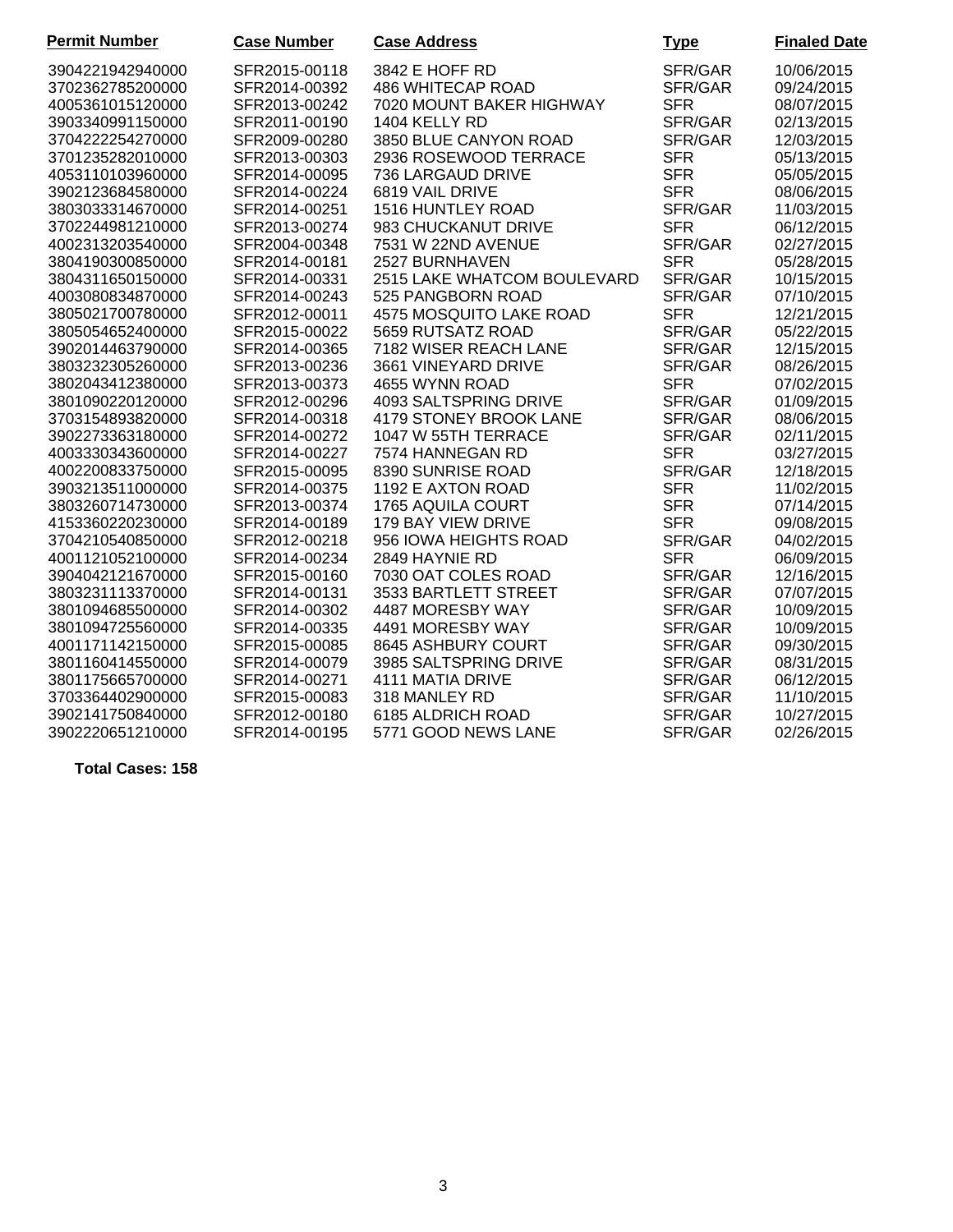| Permit Number | Case Number | Case Address | Type | Finaled Date |
|---|---|---|---|---|
| 3904221942940000 | SFR2015-00118 | 3842 E HOFF RD | SFR/GAR | 10/06/2015 |
| 3702362785200000 | SFR2014-00392 | 486 WHITECAP ROAD | SFR/GAR | 09/24/2015 |
| 4005361015120000 | SFR2013-00242 | 7020 MOUNT BAKER HIGHWAY | SFR | 08/07/2015 |
| 3903340991150000 | SFR2011-00190 | 1404 KELLY RD | SFR/GAR | 02/13/2015 |
| 3704222254270000 | SFR2009-00280 | 3850 BLUE CANYON ROAD | SFR/GAR | 12/03/2015 |
| 3701235282010000 | SFR2013-00303 | 2936 ROSEWOOD TERRACE | SFR | 05/13/2015 |
| 4053110103960000 | SFR2014-00095 | 736 LARGAUD DRIVE | SFR | 05/05/2015 |
| 3902123684580000 | SFR2014-00224 | 6819 VAIL DRIVE | SFR | 08/06/2015 |
| 3803033314670000 | SFR2014-00251 | 1516 HUNTLEY ROAD | SFR/GAR | 11/03/2015 |
| 3702244981210000 | SFR2013-00274 | 983 CHUCKANUT DRIVE | SFR | 06/12/2015 |
| 4002313203540000 | SFR2004-00348 | 7531 W 22ND AVENUE | SFR/GAR | 02/27/2015 |
| 3804190300850000 | SFR2014-00181 | 2527 BURNHAVEN | SFR | 05/28/2015 |
| 3804311650150000 | SFR2014-00331 | 2515 LAKE WHATCOM BOULEVARD | SFR/GAR | 10/15/2015 |
| 4003080834870000 | SFR2014-00243 | 525 PANGBORN ROAD | SFR/GAR | 07/10/2015 |
| 3805021700780000 | SFR2012-00011 | 4575 MOSQUITO LAKE ROAD | SFR | 12/21/2015 |
| 3805054652400000 | SFR2015-00022 | 5659 RUTSATZ ROAD | SFR/GAR | 05/22/2015 |
| 3902014463790000 | SFR2014-00365 | 7182 WISER REACH LANE | SFR/GAR | 12/15/2015 |
| 3803232305260000 | SFR2013-00236 | 3661 VINEYARD DRIVE | SFR/GAR | 08/26/2015 |
| 3802043412380000 | SFR2013-00373 | 4655 WYNN ROAD | SFR | 07/02/2015 |
| 3801090220120000 | SFR2012-00296 | 4093 SALTSPRING DRIVE | SFR/GAR | 01/09/2015 |
| 3703154893820000 | SFR2014-00318 | 4179 STONEY BROOK LANE | SFR/GAR | 08/06/2015 |
| 3902273363180000 | SFR2014-00272 | 1047 W 55TH TERRACE | SFR/GAR | 02/11/2015 |
| 4003330343600000 | SFR2014-00227 | 7574 HANNEGAN RD | SFR | 03/27/2015 |
| 4002200833750000 | SFR2015-00095 | 8390 SUNRISE ROAD | SFR/GAR | 12/18/2015 |
| 3903213511000000 | SFR2014-00375 | 1192 E AXTON ROAD | SFR | 11/02/2015 |
| 3803260714730000 | SFR2013-00374 | 1765 AQUILA COURT | SFR | 07/14/2015 |
| 4153360220230000 | SFR2014-00189 | 179 BAY VIEW DRIVE | SFR | 09/08/2015 |
| 3704210540850000 | SFR2012-00218 | 956 IOWA HEIGHTS ROAD | SFR/GAR | 04/02/2015 |
| 4001121052100000 | SFR2014-00234 | 2849 HAYNIE RD | SFR | 06/09/2015 |
| 3904042121670000 | SFR2015-00160 | 7030 OAT COLES ROAD | SFR/GAR | 12/16/2015 |
| 3803231113370000 | SFR2014-00131 | 3533 BARTLETT STREET | SFR/GAR | 07/07/2015 |
| 3801094685500000 | SFR2014-00302 | 4487 MORESBY WAY | SFR/GAR | 10/09/2015 |
| 3801094725560000 | SFR2014-00335 | 4491 MORESBY WAY | SFR/GAR | 10/09/2015 |
| 4001171142150000 | SFR2015-00085 | 8645 ASHBURY COURT | SFR/GAR | 09/30/2015 |
| 3801160414550000 | SFR2014-00079 | 3985 SALTSPRING DRIVE | SFR/GAR | 08/31/2015 |
| 3801175665700000 | SFR2014-00271 | 4111 MATIA DRIVE | SFR/GAR | 06/12/2015 |
| 3703364402900000 | SFR2015-00083 | 318 MANLEY RD | SFR/GAR | 11/10/2015 |
| 3902141750840000 | SFR2012-00180 | 6185 ALDRICH ROAD | SFR/GAR | 10/27/2015 |
| 3902220651210000 | SFR2014-00195 | 5771 GOOD NEWS LANE | SFR/GAR | 02/26/2015 |

**Total Cases: 158**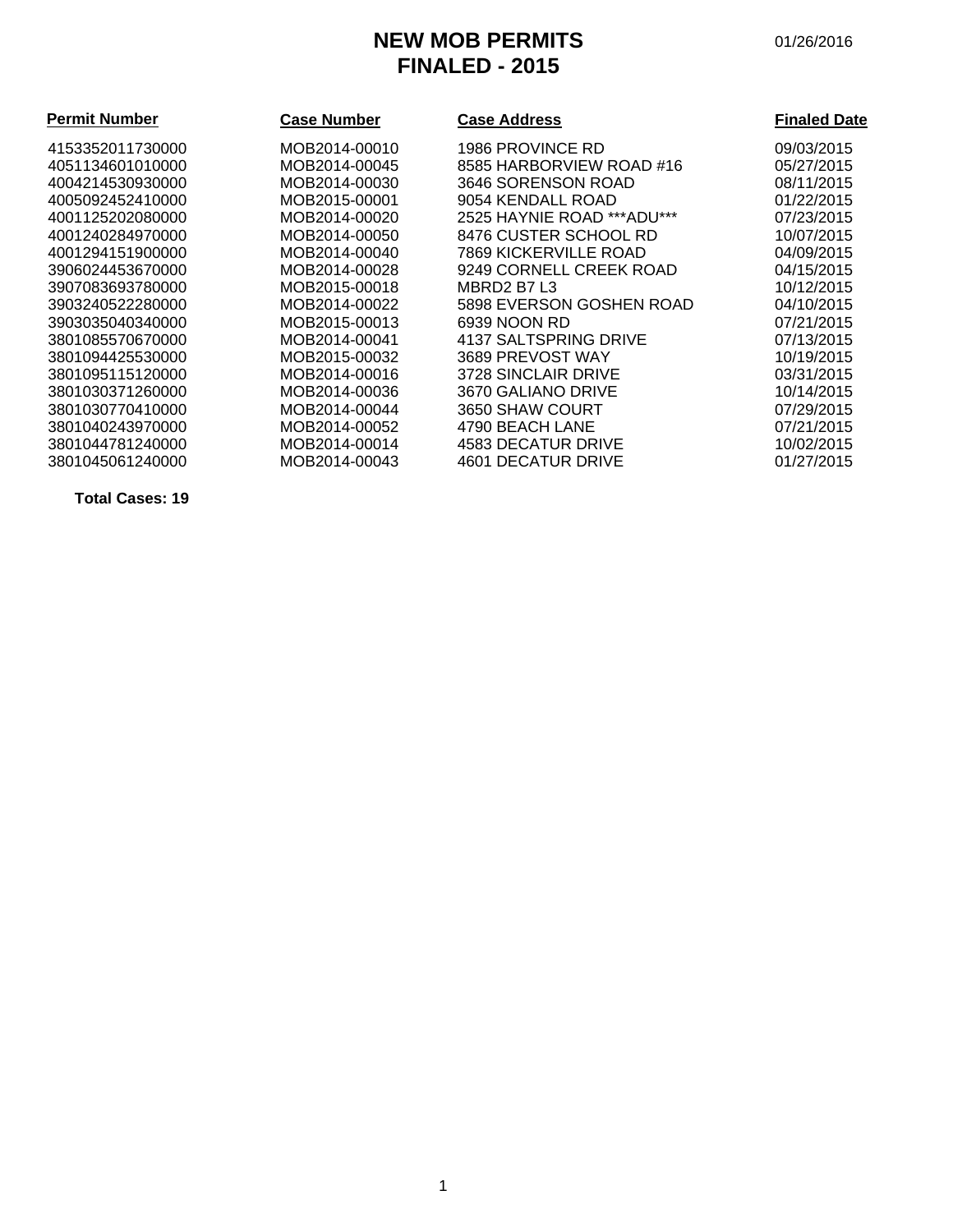# NEW MOB PERMITS
# FINALED - 2015

01/26/2016

| Permit Number | Case Number | Case Address | Finaled Date |
|---|---|---|---|
| 4153352011730000 | MOB2014-00010 | 1986 PROVINCE RD | 09/03/2015 |
| 4051134601010000 | MOB2014-00045 | 8585 HARBORVIEW ROAD #16 | 05/27/2015 |
| 4004214530930000 | MOB2014-00030 | 3646 SORENSON ROAD | 08/11/2015 |
| 4005092452410000 | MOB2015-00001 | 9054 KENDALL ROAD | 01/22/2015 |
| 4001125202080000 | MOB2014-00020 | 2525 HAYNIE ROAD ***ADU*** | 07/23/2015 |
| 4001240284970000 | MOB2014-00050 | 8476 CUSTER SCHOOL RD | 10/07/2015 |
| 4001294151900000 | MOB2014-00040 | 7869 KICKERVILLE ROAD | 04/09/2015 |
| 3906024453670000 | MOB2014-00028 | 9249 CORNELL CREEK ROAD | 04/15/2015 |
| 3907083693780000 | MOB2015-00018 | MBRD2 B7 L3 | 10/12/2015 |
| 3903240522280000 | MOB2014-00022 | 5898 EVERSON GOSHEN ROAD | 04/10/2015 |
| 3903035040340000 | MOB2015-00013 | 6939 NOON RD | 07/21/2015 |
| 3801085570670000 | MOB2014-00041 | 4137 SALTSPRING DRIVE | 07/13/2015 |
| 3801094425530000 | MOB2015-00032 | 3689 PREVOST WAY | 10/19/2015 |
| 3801095115120000 | MOB2014-00016 | 3728 SINCLAIR DRIVE | 03/31/2015 |
| 3801030371260000 | MOB2014-00036 | 3670 GALIANO DRIVE | 10/14/2015 |
| 3801030770410000 | MOB2014-00044 | 3650 SHAW COURT | 07/29/2015 |
| 3801040243970000 | MOB2014-00052 | 4790 BEACH LANE | 07/21/2015 |
| 3801044781240000 | MOB2014-00014 | 4583 DECATUR DRIVE | 10/02/2015 |
| 3801045061240000 | MOB2014-00043 | 4601 DECATUR DRIVE | 01/27/2015 |

**Total Cases: 19**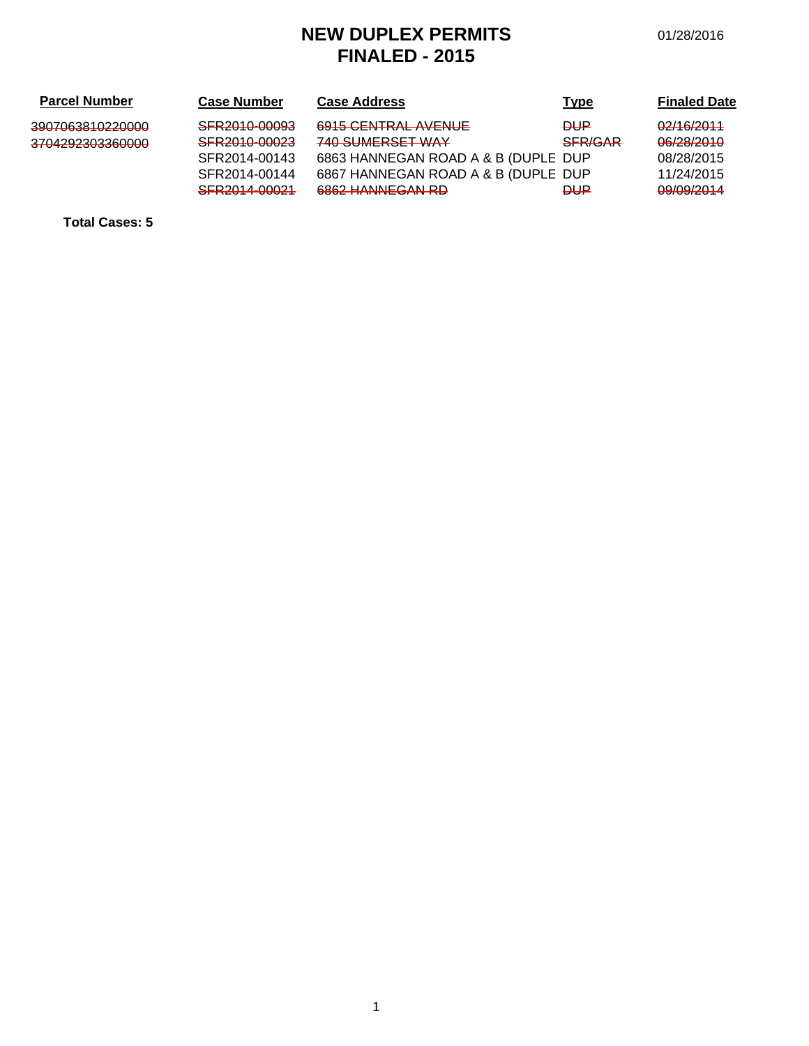# NEW DUPLEX PERMITS
# FINALED - 2015

01/28/2016

| Parcel Number | Case Number | Case Address | Type | Finaled Date |
|---|---|---|---|---|
| ~~3907063810220000~~ | ~~SFR2010-00093~~ | ~~6915 CENTRAL AVENUE~~ | ~~DUP~~ | ~~02/16/2011~~ |
| ~~3704292303360000~~ | ~~SFR2010-00023~~ | ~~740 SUMERSET WAY~~ | ~~SFR/GAR~~ | ~~06/28/2010~~ |
| | SFR2014-00143 | 6863 HANNEGAN ROAD A & B (DUPLE | DUP | 08/28/2015 |
| | SFR2014-00144 | 6867 HANNEGAN ROAD A & B (DUPLE | DUP | 11/24/2015 |
| | ~~SFR2014-00021~~ | ~~6862 HANNEGAN RD~~ | ~~DUP~~ | ~~09/09/2014~~ |

**Total Cases: 5**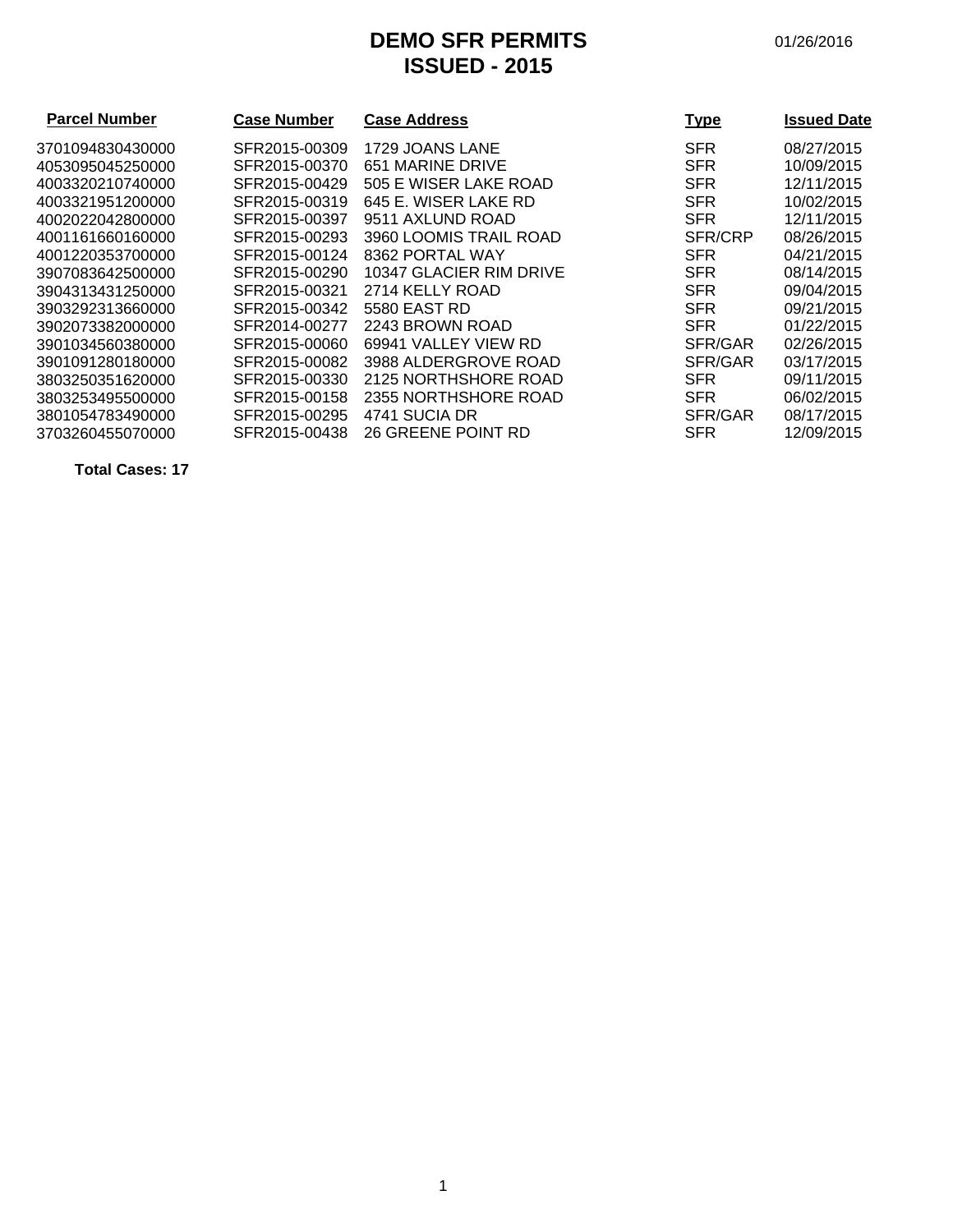# DEMO SFR PERMITS
# ISSUED - 2015

01/26/2016

| Parcel Number | Case Number | Case Address | Type | Issued Date |
| --- | --- | --- | --- | --- |
| 3701094830430000 | SFR2015-00309 | 1729 JOANS LANE | SFR | 08/27/2015 |
| 4053095045250000 | SFR2015-00370 | 651 MARINE DRIVE | SFR | 10/09/2015 |
| 4003320210740000 | SFR2015-00429 | 505 E WISER LAKE ROAD | SFR | 12/11/2015 |
| 4003321951200000 | SFR2015-00319 | 645 E. WISER LAKE RD | SFR | 10/02/2015 |
| 4002022042800000 | SFR2015-00397 | 9511 AXLUND ROAD | SFR | 12/11/2015 |
| 4001161660160000 | SFR2015-00293 | 3960 LOOMIS TRAIL ROAD | SFR/CRP | 08/26/2015 |
| 4001220353700000 | SFR2015-00124 | 8362 PORTAL WAY | SFR | 04/21/2015 |
| 3907083642500000 | SFR2015-00290 | 10347 GLACIER RIM DRIVE | SFR | 08/14/2015 |
| 3904313431250000 | SFR2015-00321 | 2714 KELLY ROAD | SFR | 09/04/2015 |
| 3903292313660000 | SFR2015-00342 | 5580 EAST RD | SFR | 09/21/2015 |
| 3902073382000000 | SFR2014-00277 | 2243 BROWN ROAD | SFR | 01/22/2015 |
| 3901034560380000 | SFR2015-00060 | 69941 VALLEY VIEW RD | SFR/GAR | 02/26/2015 |
| 3901091280180000 | SFR2015-00082 | 3988 ALDERGROVE ROAD | SFR/GAR | 03/17/2015 |
| 3803250351620000 | SFR2015-00330 | 2125 NORTHSHORE ROAD | SFR | 09/11/2015 |
| 3803253495500000 | SFR2015-00158 | 2355 NORTHSHORE ROAD | SFR | 06/02/2015 |
| 3801054783490000 | SFR2015-00295 | 4741 SUCIA DR | SFR/GAR | 08/17/2015 |
| 3703260455070000 | SFR2015-00438 | 26 GREENE POINT RD | SFR | 12/09/2015 |

**Total Cases: 17**